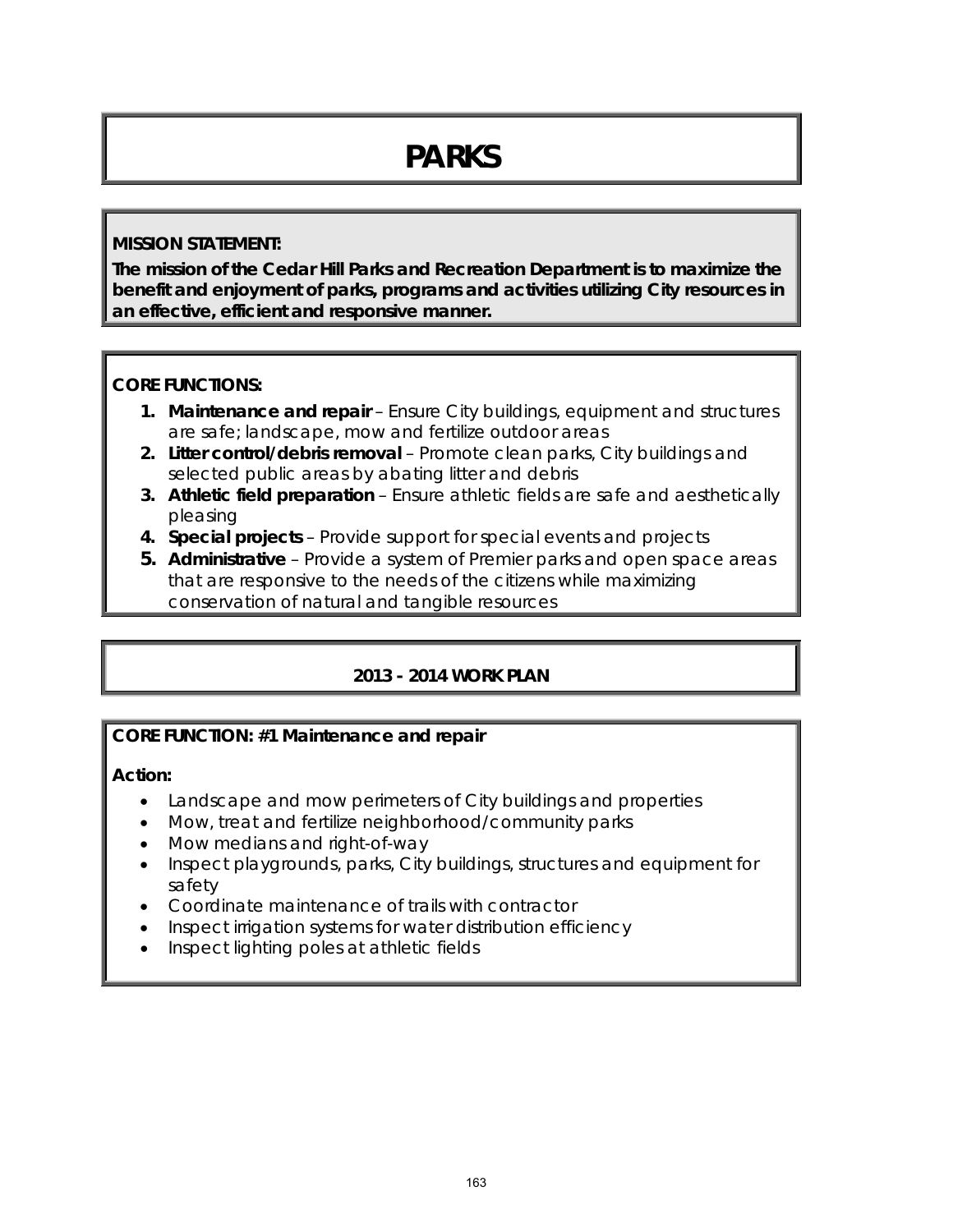# PARKS

**MISSION STATEMENT:**

**The mission of the Cedar Hill Parks and Recreation Department is to maximize the benefit and enjoyment of parks, programs and activities utilizing City resources in an effective, efficient and responsive manner.**

**CORE FUNCTIONS:**

1. **Maintenance and repair** – Ensure City buildings, equipment and structures are safe; landscape, mow and fertilize outdoor areas
2. **Litter control/debris removal** – Promote clean parks, City buildings and selected public areas by abating litter and debris
3. **Athletic field preparation** – Ensure athletic fields are safe and aesthetically pleasing
4. **Special projects** – Provide support for special events and projects
5. **Administrative** – Provide a system of Premier parks and open space areas that are responsive to the needs of the citizens while maximizing conservation of natural and tangible resources

## 2013 - 2014 WORK PLAN

**CORE FUNCTION: #1 Maintenance and repair**

**Action:**

- Landscape and mow perimeters of City buildings and properties
- Mow, treat and fertilize neighborhood/community parks
- Mow medians and right-of-way
- Inspect playgrounds, parks, City buildings, structures and equipment for safety
- Coordinate maintenance of trails with contractor
- Inspect irrigation systems for water distribution efficiency
- Inspect lighting poles at athletic fields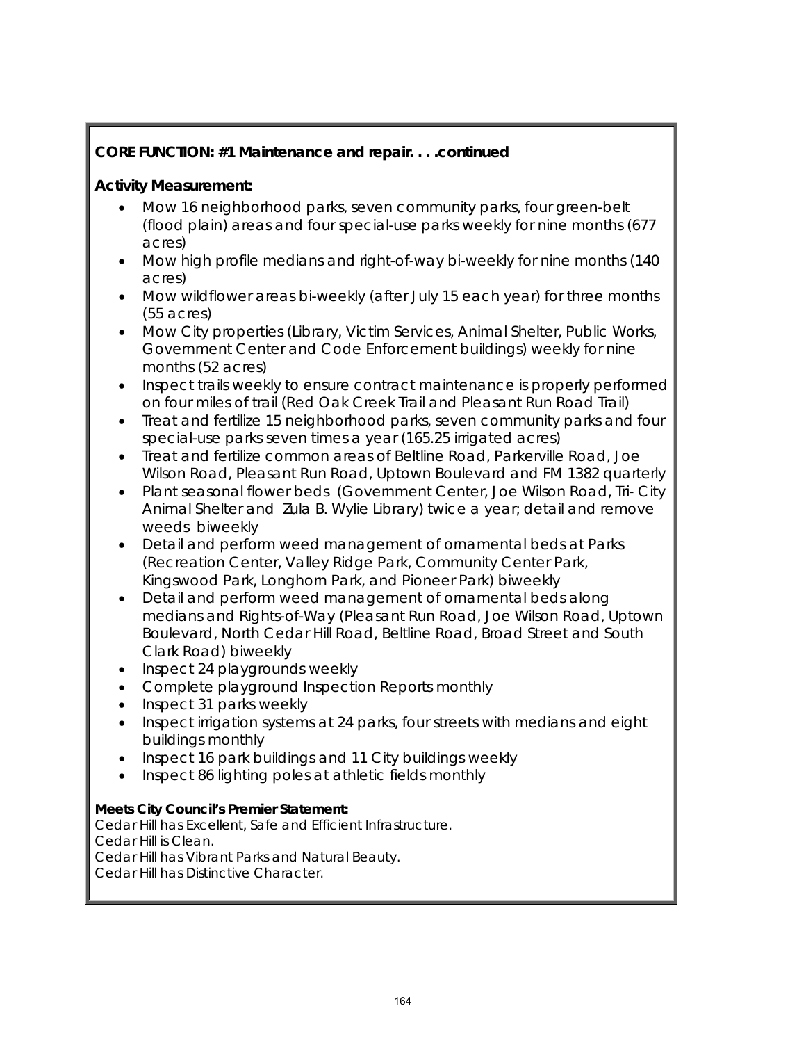**CORE FUNCTION: #1 Maintenance and repair. . . .continued**

**Activity Measurement:**

- Mow 16 neighborhood parks, seven community parks, four green-belt (flood plain) areas and four special-use parks weekly for nine months (677 acres)
- Mow high profile medians and right-of-way bi-weekly for nine months (140 acres)
- Mow wildflower areas bi-weekly (after July 15 each year) for three months (55 acres)
- Mow City properties (Library, Victim Services, Animal Shelter, Public Works, Government Center and Code Enforcement buildings) weekly for nine months (52 acres)
- Inspect trails weekly to ensure contract maintenance is properly performed on four miles of trail (Red Oak Creek Trail and Pleasant Run Road Trail)
- Treat and fertilize 15 neighborhood parks, seven community parks and four special-use parks seven times a year (165.25 irrigated acres)
- Treat and fertilize common areas of Beltline Road, Parkerville Road, Joe Wilson Road, Pleasant Run Road, Uptown Boulevard and FM 1382 quarterly
- Plant seasonal flower beds (Government Center, Joe Wilson Road, Tri- City Animal Shelter and Zula B. Wylie Library) twice a year; detail and remove weeds biweekly
- Detail and perform weed management of ornamental beds at Parks (Recreation Center, Valley Ridge Park, Community Center Park, Kingswood Park, Longhorn Park, and Pioneer Park) biweekly
- Detail and perform weed management of ornamental beds along medians and Rights-of-Way (Pleasant Run Road, Joe Wilson Road, Uptown Boulevard, North Cedar Hill Road, Beltline Road, Broad Street and South Clark Road) biweekly
- Inspect 24 playgrounds weekly
- Complete playground Inspection Reports monthly
- Inspect 31 parks weekly
- Inspect irrigation systems at 24 parks, four streets with medians and eight buildings monthly
- Inspect 16 park buildings and 11 City buildings weekly
- Inspect 86 lighting poles at athletic fields monthly

**Meets City Council's Premier Statement:**

Cedar Hill has Excellent, Safe and Efficient Infrastructure.
Cedar Hill is Clean.
Cedar Hill has Vibrant Parks and Natural Beauty.
Cedar Hill has Distinctive Character.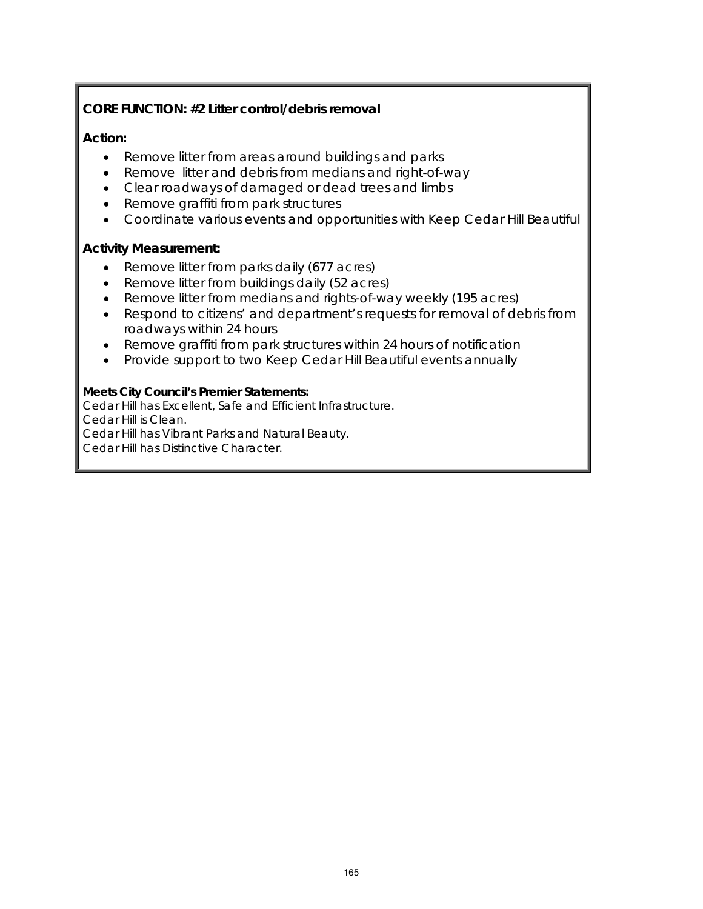**CORE FUNCTION: #2 Litter control/debris removal**

**Action:**

- Remove litter from areas around buildings and parks
- Remove  litter and debris from medians and right-of-way
- Clear roadways of damaged or dead trees and limbs
- Remove graffiti from park structures
- Coordinate various events and opportunities with Keep Cedar Hill Beautiful

**Activity Measurement:**

- Remove litter from parks daily (677 acres)
- Remove litter from buildings daily (52 acres)
- Remove litter from medians and rights-of-way weekly (195 acres)
- Respond to citizens' and department's requests for removal of debris from roadways within 24 hours
- Remove graffiti from park structures within 24 hours of notification
- Provide support to two Keep Cedar Hill Beautiful events annually

**Meets City Council's Premier Statements:**

Cedar Hill has Excellent, Safe and Efficient Infrastructure.
Cedar Hill is Clean.
Cedar Hill has Vibrant Parks and Natural Beauty.
Cedar Hill has Distinctive Character.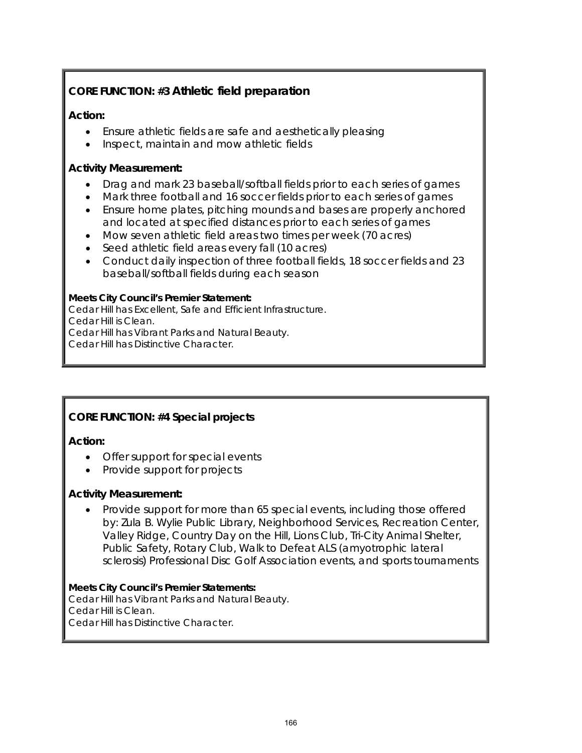## CORE FUNCTION: #3 Athletic field preparation

**Action:**

- Ensure athletic fields are safe and aesthetically pleasing
- Inspect, maintain and mow athletic fields

**Activity Measurement:**

- Drag and mark 23 baseball/softball fields prior to each series of games
- Mark three football and 16 soccer fields prior to each series of games
- Ensure home plates, pitching mounds and bases are properly anchored and located at specified distances prior to each series of games
- Mow seven athletic field areas two times per week (70 acres)
- Seed athletic field areas every fall (10 acres)
- Conduct daily inspection of three football fields, 18 soccer fields and 23 baseball/softball fields during each season

**Meets City Council's Premier Statement:**
Cedar Hill has Excellent, Safe and Efficient Infrastructure.
Cedar Hill is Clean.
Cedar Hill has Vibrant Parks and Natural Beauty.
Cedar Hill has Distinctive Character.

## CORE FUNCTION: #4 Special projects

**Action:**

- Offer support for special events
- Provide support for projects

**Activity Measurement:**

- Provide support for more than 65 special events, including those offered by: Zula B. Wylie Public Library, Neighborhood Services, Recreation Center, Valley Ridge, Country Day on the Hill, Lions Club, Tri-City Animal Shelter, Public Safety, Rotary Club, Walk to Defeat ALS (amyotrophic lateral sclerosis) Professional Disc Golf Association events, and sports tournaments

**Meets City Council's Premier Statements:**
Cedar Hill has Vibrant Parks and Natural Beauty.
Cedar Hill is Clean.
Cedar Hill has Distinctive Character.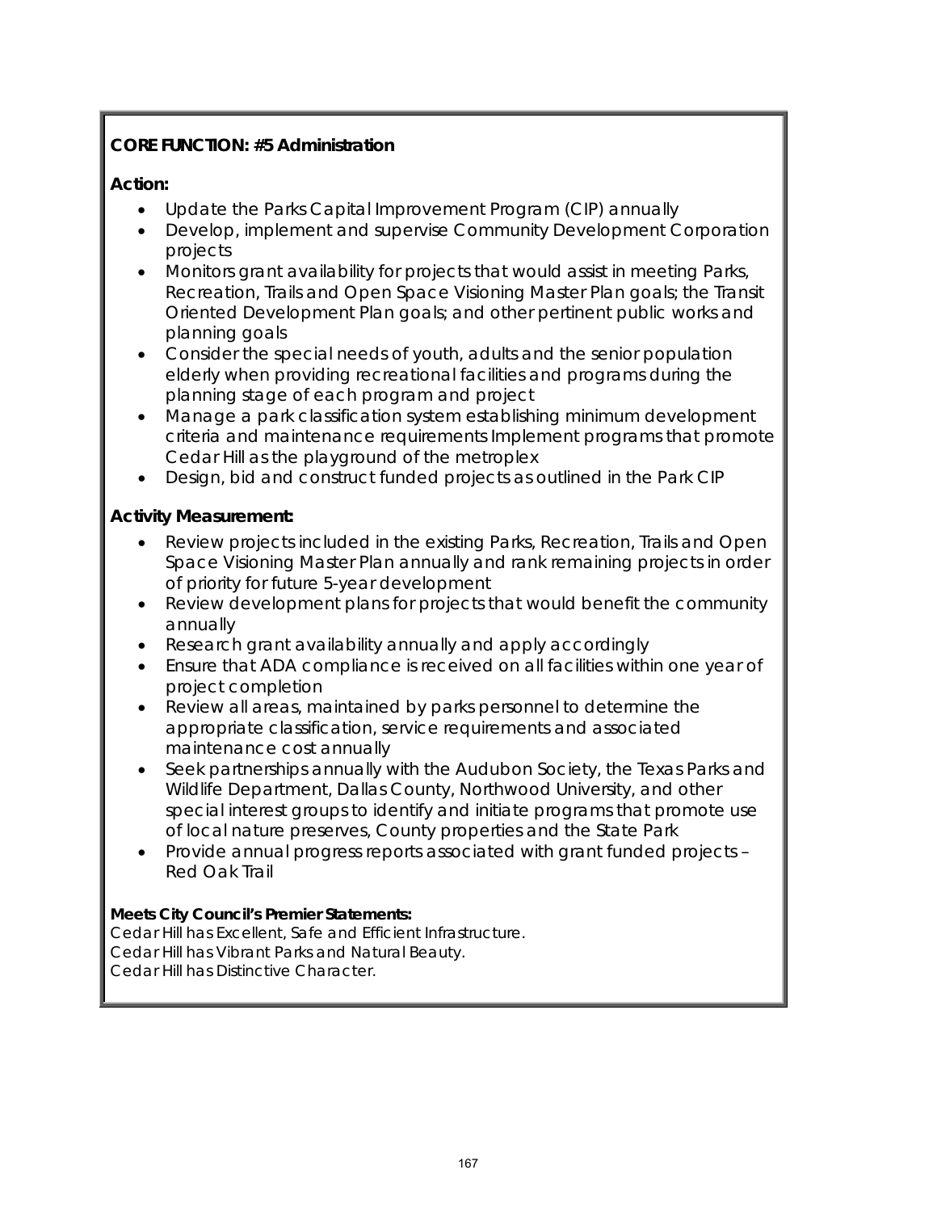**CORE FUNCTION: #5 Administration**

**Action:**

- Update the Parks Capital Improvement Program (CIP) annually
- Develop, implement and supervise Community Development Corporation projects
- Monitors grant availability for projects that would assist in meeting Parks, Recreation, Trails and Open Space Visioning Master Plan goals; the Transit Oriented Development Plan goals; and other pertinent public works and planning goals
- Consider the special needs of youth, adults and the senior population elderly when providing recreational facilities and programs during the planning stage of each program and project
- Manage a park classification system establishing minimum development criteria and maintenance requirements Implement programs that promote Cedar Hill as the playground of the metroplex
- Design, bid and construct funded projects as outlined in the Park CIP

**Activity Measurement:**

- Review projects included in the existing Parks, Recreation, Trails and Open Space Visioning Master Plan annually and rank remaining projects in order of priority for future 5-year development
- Review development plans for projects that would benefit the community annually
- Research grant availability annually and apply accordingly
- Ensure that ADA compliance is received on all facilities within one year of project completion
- Review all areas, maintained by parks personnel to determine the appropriate classification, service requirements and associated maintenance cost annually
- Seek partnerships annually with the Audubon Society, the Texas Parks and Wildlife Department, Dallas County, Northwood University, and other special interest groups to identify and initiate programs that promote use of local nature preserves, County properties and the State Park
- Provide annual progress reports associated with grant funded projects – Red Oak Trail

**Meets City Council's Premier Statements:**
Cedar Hill has Excellent, Safe and Efficient Infrastructure.
Cedar Hill has Vibrant Parks and Natural Beauty.
Cedar Hill has Distinctive Character.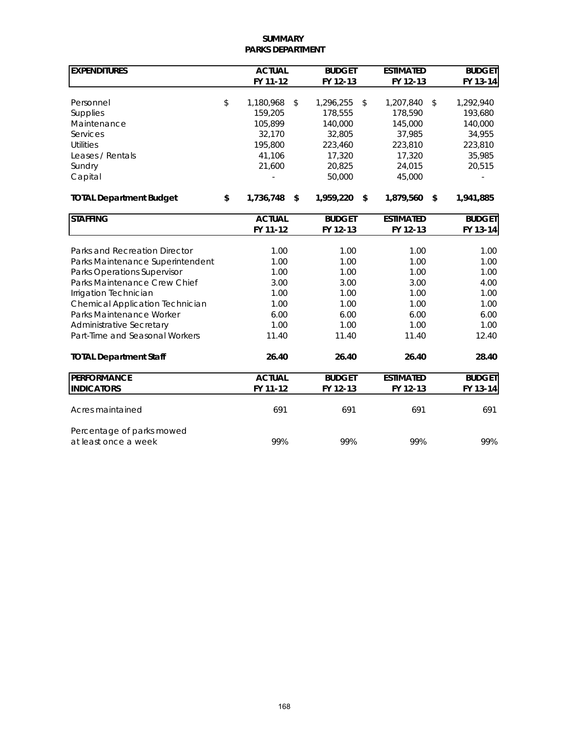# SUMMARY
## PARKS DEPARTMENT

| EXPENDITURES | ACTUAL FY 11-12 | BUDGET FY 12-13 | ESTIMATED FY 12-13 | BUDGET FY 13-14 |
|---|---|---|---|---|
| Personnel | $ 1,180,968 | $ 1,296,255 | $ 1,207,840 | $ 1,292,940 |
| Supplies | 159,205 | 178,555 | 178,590 | 193,680 |
| Maintenance | 105,899 | 140,000 | 145,000 | 140,000 |
| Services | 32,170 | 32,805 | 37,985 | 34,955 |
| Utilities | 195,800 | 223,460 | 223,810 | 223,810 |
| Leases / Rentals | 41,106 | 17,320 | 17,320 | 35,985 |
| Sundry | 21,600 | 20,825 | 24,015 | 20,515 |
| Capital | - | 50,000 | 45,000 | - |
| **TOTAL Department Budget** | **$ 1,736,748** | **$ 1,959,220** | **$ 1,879,560** | **$ 1,941,885** |

| STAFFING | ACTUAL FY 11-12 | BUDGET FY 12-13 | ESTIMATED FY 12-13 | BUDGET FY 13-14 |
|---|---|---|---|---|
| Parks and Recreation Director | 1.00 | 1.00 | 1.00 | 1.00 |
| Parks Maintenance Superintendent | 1.00 | 1.00 | 1.00 | 1.00 |
| Parks Operations Supervisor | 1.00 | 1.00 | 1.00 | 1.00 |
| Parks Maintenance Crew Chief | 3.00 | 3.00 | 3.00 | 4.00 |
| Irrigation Technician | 1.00 | 1.00 | 1.00 | 1.00 |
| Chemical Application Technician | 1.00 | 1.00 | 1.00 | 1.00 |
| Parks Maintenance Worker | 6.00 | 6.00 | 6.00 | 6.00 |
| Administrative Secretary | 1.00 | 1.00 | 1.00 | 1.00 |
| Part-Time and Seasonal Workers | 11.40 | 11.40 | 11.40 | 12.40 |
| **TOTAL Department Staff** | **26.40** | **26.40** | **26.40** | **28.40** |

| PERFORMANCE INDICATORS | ACTUAL FY 11-12 | BUDGET FY 12-13 | ESTIMATED FY 12-13 | BUDGET FY 13-14 |
|---|---|---|---|---|
| Acres maintained | 691 | 691 | 691 | 691 |
| Percentage of parks mowed at least once a week | 99% | 99% | 99% | 99% |